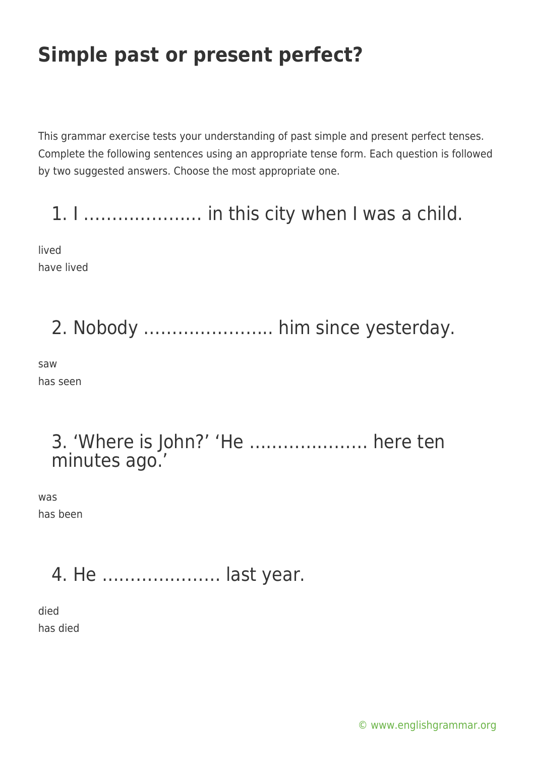# Simple past or present perfect?

This grammar exercise tests your understanding of past simple and present perfect tenses. Complete the following sentences using an appropriate tense form. Each question is followed by two suggested answers. Choose the most appropriate one.

## 1. I ………………… in this city when I was a child.

lived
have lived

## 2. Nobody ………………….. him since yesterday.

saw
has seen

## 3. 'Where is John?' 'He ………………… here ten minutes ago.'

was
has been

## 4. He ………………… last year.

died
has died

© www.englishgrammar.org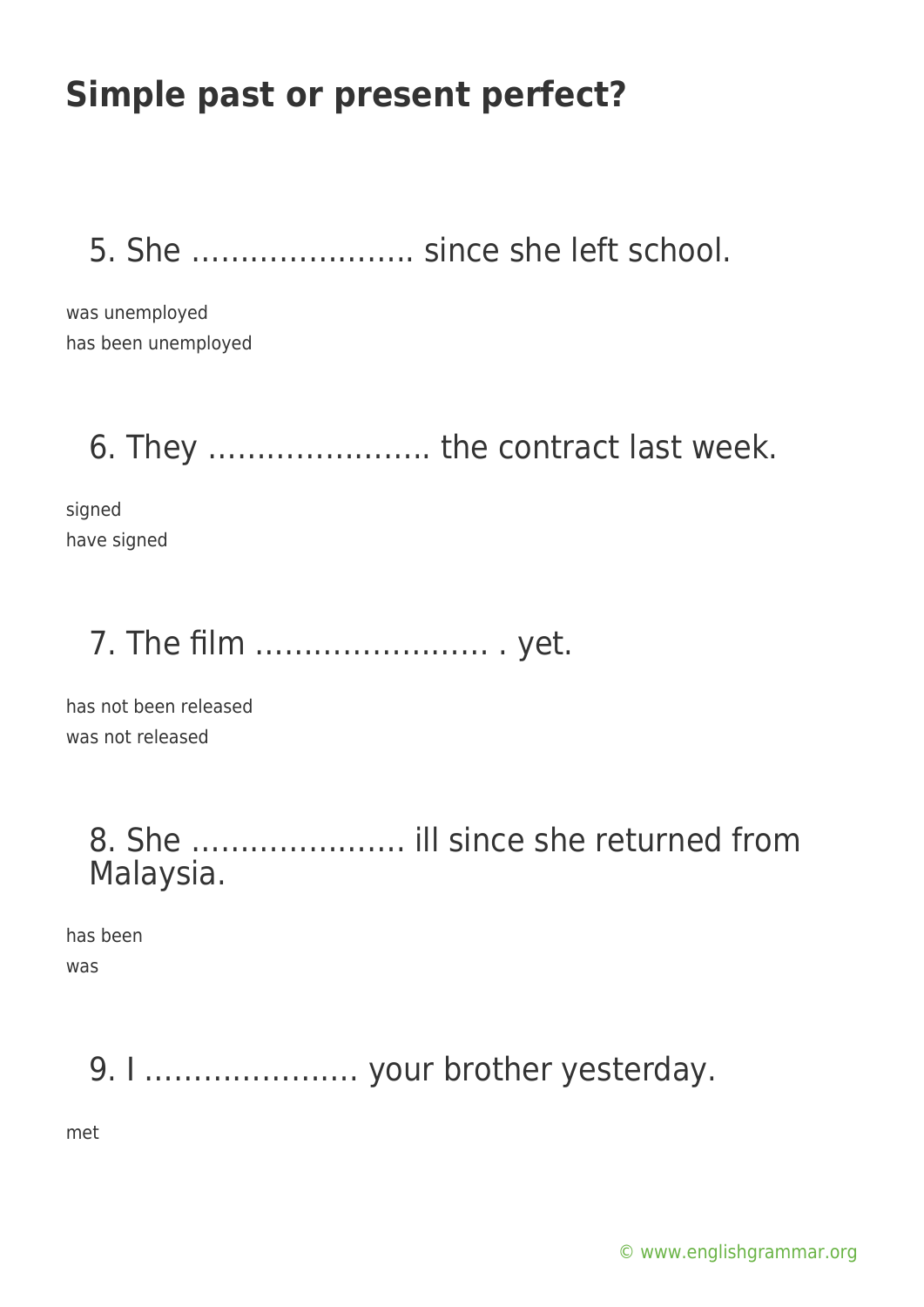# Simple past or present perfect?

## 5. She ………………….. since she left school.

was unemployed
has been unemployed

## 6. They ………………….. the contract last week.

signed
have signed

## 7. The film …………………… . yet.

has not been released
was not released

## 8. She …………………. ill since she returned from Malaysia.

has been
was

## 9. I …………………. your brother yesterday.

met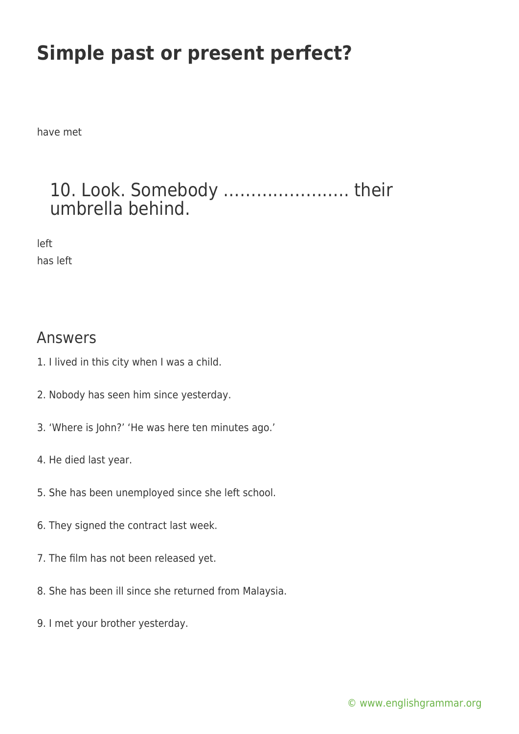# Simple past or present perfect?

have met

## 10. Look. Somebody …………………. their umbrella behind.

left

has left

## Answers

1. I lived in this city when I was a child.

2. Nobody has seen him since yesterday.

3. 'Where is John?' 'He was here ten minutes ago.'

4. He died last year.

5. She has been unemployed since she left school.

6. They signed the contract last week.

7. The film has not been released yet.

8. She has been ill since she returned from Malaysia.

9. I met your brother yesterday.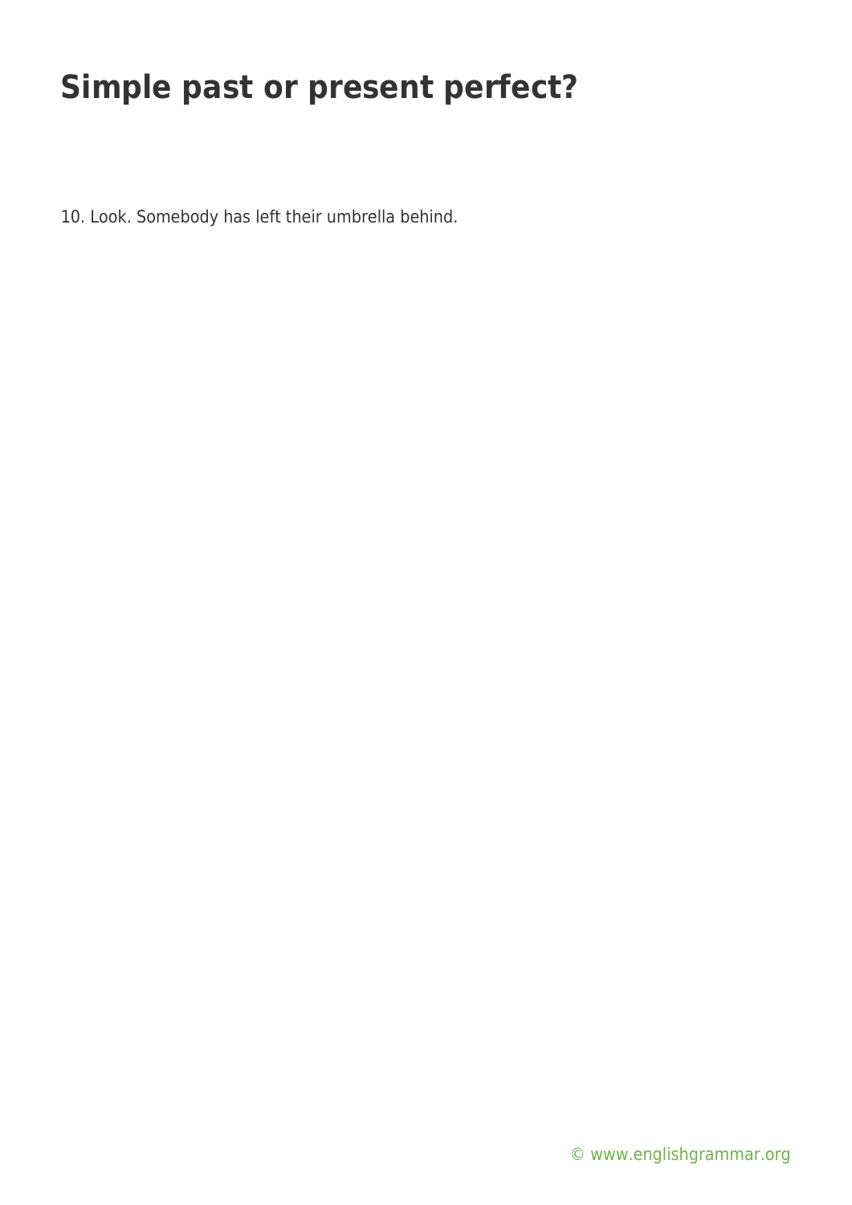# Simple past or present perfect?

10. Look. Somebody has left their umbrella behind.